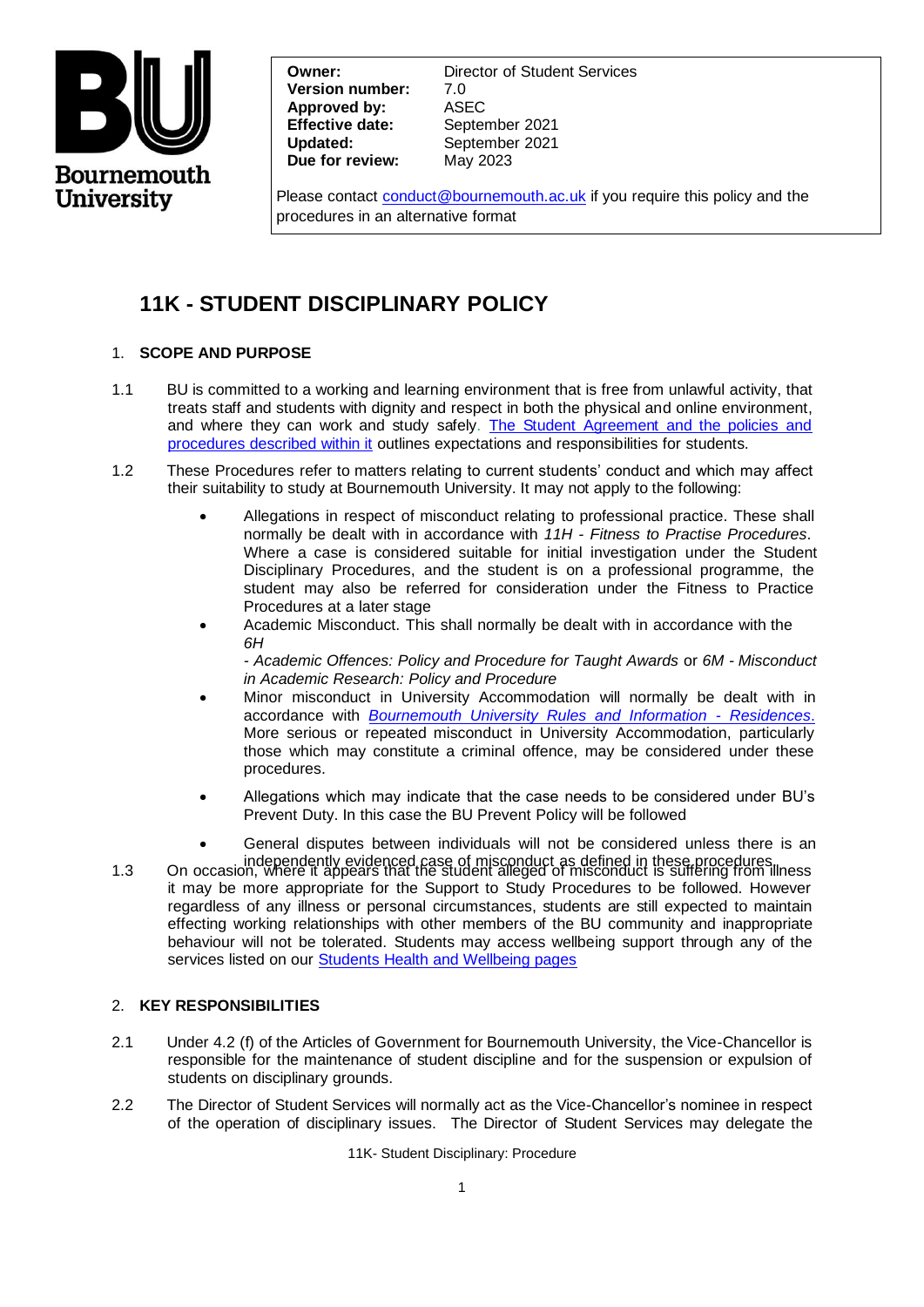Bournemouth University

| | |
|---|---|
| **Owner:** | Director of Student Services |
| **Version number:** | 7.0 |
| **Approved by:** | ASEC |
| **Effective date:** | September 2021 |
| **Updated:** | September 2021 |
| **Due for review:** | May 2023 |

Please contact conduct@bournemouth.ac.uk if you require this policy and the procedures in an alternative format

# 11K - STUDENT DISCIPLINARY POLICY

## 1. SCOPE AND PURPOSE

1.1 BU is committed to a working and learning environment that is free from unlawful activity, that treats staff and students with dignity and respect in both the physical and online environment, and where they can work and study safely. [The Student Agreement and the policies and procedures described within it]() outlines expectations and responsibilities for students.

1.2 These Procedures refer to matters relating to current students' conduct and which may affect their suitability to study at Bournemouth University. It may not apply to the following:

- Allegations in respect of misconduct relating to professional practice. These shall normally be dealt with in accordance with *11H - Fitness to Practise Procedures*. Where a case is considered suitable for initial investigation under the Student Disciplinary Procedures, and the student is on a professional programme, the student may also be referred for consideration under the Fitness to Practice Procedures at a later stage
- Academic Misconduct. This shall normally be dealt with in accordance with the *6H - Academic Offences: Policy and Procedure for Taught Awards* or *6M - Misconduct in Academic Research: Policy and Procedure*
- Minor misconduct in University Accommodation will normally be dealt with in accordance with [*Bournemouth University Rules and Information - Residences*](). More serious or repeated misconduct in University Accommodation, particularly those which may constitute a criminal offence, may be considered under these procedures.
- Allegations which may indicate that the case needs to be considered under BU's Prevent Duty. In this case the BU Prevent Policy will be followed
- General disputes between individuals will not be considered unless there is an independently evidenced case of misconduct as defined in these procedures.

1.3 On occasion, where it appears that the student alleged of misconduct is suffering from illness it may be more appropriate for the Support to Study Procedures to be followed. However regardless of any illness or personal circumstances, students are still expected to maintain effecting working relationships with other members of the BU community and inappropriate behaviour will not be tolerated. Students may access wellbeing support through any of the services listed on our [Students Health and Wellbeing pages]()

## 2. KEY RESPONSIBILITIES

2.1 Under 4.2 (f) of the Articles of Government for Bournemouth University, the Vice-Chancellor is responsible for the maintenance of student discipline and for the suspension or expulsion of students on disciplinary grounds.

2.2 The Director of Student Services will normally act as the Vice-Chancellor's nominee in respect of the operation of disciplinary issues. The Director of Student Services may delegate the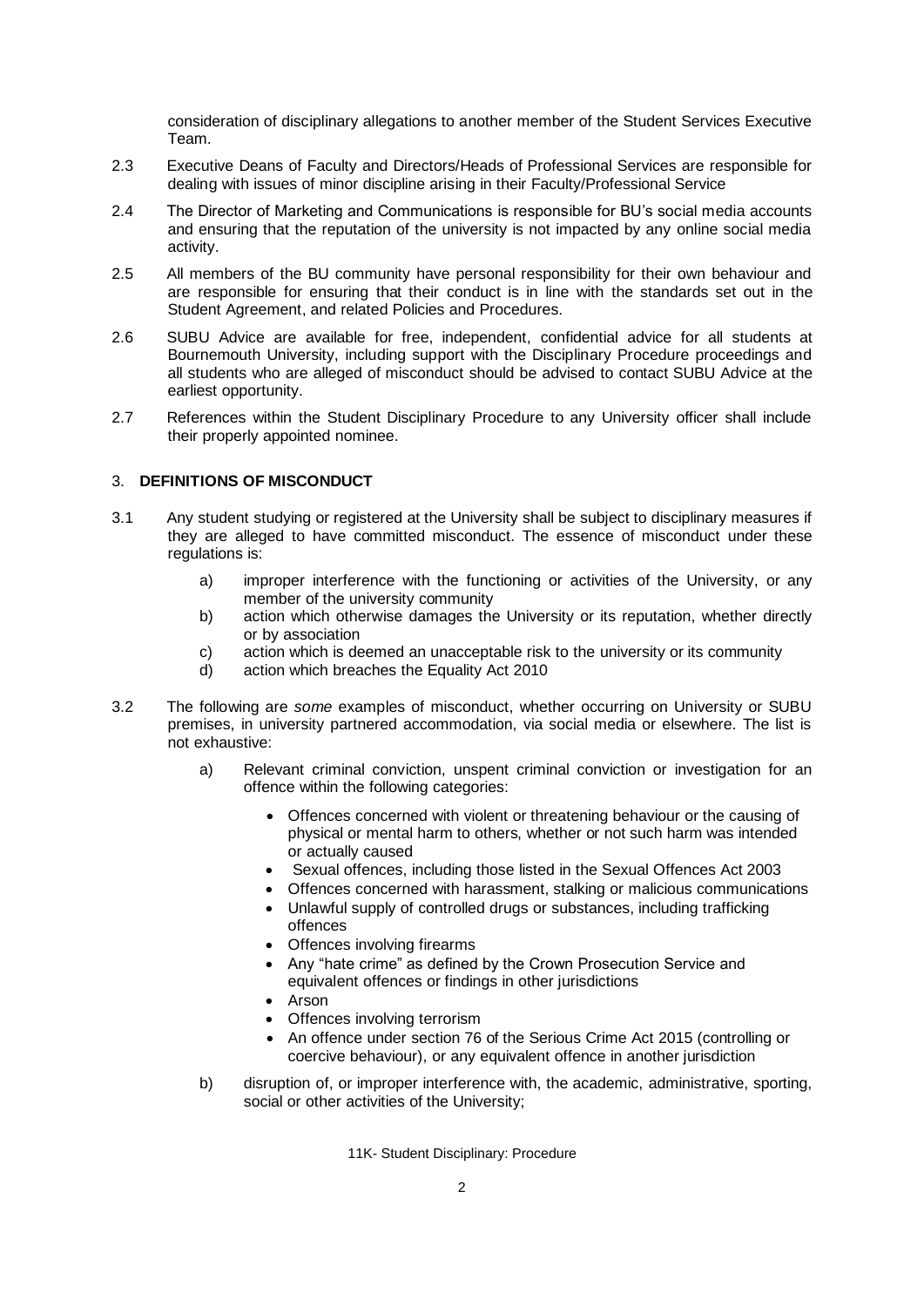consideration of disciplinary allegations to another member of the Student Services Executive Team.

2.3 Executive Deans of Faculty and Directors/Heads of Professional Services are responsible for dealing with issues of minor discipline arising in their Faculty/Professional Service

2.4 The Director of Marketing and Communications is responsible for BU's social media accounts and ensuring that the reputation of the university is not impacted by any online social media activity.

2.5 All members of the BU community have personal responsibility for their own behaviour and are responsible for ensuring that their conduct is in line with the standards set out in the Student Agreement, and related Policies and Procedures.

2.6 SUBU Advice are available for free, independent, confidential advice for all students at Bournemouth University, including support with the Disciplinary Procedure proceedings and all students who are alleged of misconduct should be advised to contact SUBU Advice at the earliest opportunity.

2.7 References within the Student Disciplinary Procedure to any University officer shall include their properly appointed nominee.

## 3. DEFINITIONS OF MISCONDUCT

3.1 Any student studying or registered at the University shall be subject to disciplinary measures if they are alleged to have committed misconduct. The essence of misconduct under these regulations is:

- a) improper interference with the functioning or activities of the University, or any member of the university community
- b) action which otherwise damages the University or its reputation, whether directly or by association
- c) action which is deemed an unacceptable risk to the university or its community
- d) action which breaches the Equality Act 2010

3.2 The following are *some* examples of misconduct, whether occurring on University or SUBU premises, in university partnered accommodation, via social media or elsewhere. The list is not exhaustive:

- a) Relevant criminal conviction, unspent criminal conviction or investigation for an offence within the following categories:
  - Offences concerned with violent or threatening behaviour or the causing of physical or mental harm to others, whether or not such harm was intended or actually caused
  - Sexual offences, including those listed in the Sexual Offences Act 2003
  - Offences concerned with harassment, stalking or malicious communications
  - Unlawful supply of controlled drugs or substances, including trafficking offences
  - Offences involving firearms
  - Any "hate crime" as defined by the Crown Prosecution Service and equivalent offences or findings in other jurisdictions
  - Arson
  - Offences involving terrorism
  - An offence under section 76 of the Serious Crime Act 2015 (controlling or coercive behaviour), or any equivalent offence in another jurisdiction
- b) disruption of, or improper interference with, the academic, administrative, sporting, social or other activities of the University;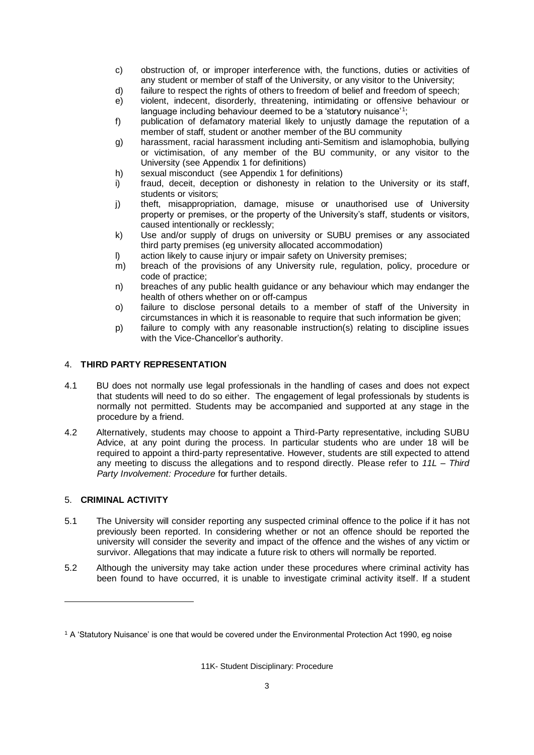c) obstruction of, or improper interference with, the functions, duties or activities of any student or member of staff of the University, or any visitor to the University;
d) failure to respect the rights of others to freedom of belief and freedom of speech;
e) violent, indecent, disorderly, threatening, intimidating or offensive behaviour or language including behaviour deemed to be a 'statutory nuisance'[1];
f) publication of defamatory material likely to unjustly damage the reputation of a member of staff, student or another member of the BU community
g) harassment, racial harassment including anti-Semitism and islamophobia, bullying or victimisation, of any member of the BU community, or any visitor to the University (see Appendix 1 for definitions)
h) sexual misconduct (see Appendix 1 for definitions)
i) fraud, deceit, deception or dishonesty in relation to the University or its staff, students or visitors;
j) theft, misappropriation, damage, misuse or unauthorised use of University property or premises, or the property of the University's staff, students or visitors, caused intentionally or recklessly;
k) Use and/or supply of drugs on university or SUBU premises or any associated third party premises (eg university allocated accommodation)
l) action likely to cause injury or impair safety on University premises;
m) breach of the provisions of any University rule, regulation, policy, procedure or code of practice;
n) breaches of any public health guidance or any behaviour which may endanger the health of others whether on or off-campus
o) failure to disclose personal details to a member of staff of the University in circumstances in which it is reasonable to require that such information be given;
p) failure to comply with any reasonable instruction(s) relating to discipline issues with the Vice-Chancellor's authority.

## 4. THIRD PARTY REPRESENTATION

4.1 BU does not normally use legal professionals in the handling of cases and does not expect that students will need to do so either. The engagement of legal professionals by students is normally not permitted. Students may be accompanied and supported at any stage in the procedure by a friend.

4.2 Alternatively, students may choose to appoint a Third-Party representative, including SUBU Advice, at any point during the process. In particular students who are under 18 will be required to appoint a third-party representative. However, students are still expected to attend any meeting to discuss the allegations and to respond directly. Please refer to *11L – Third Party Involvement: Procedure* for further details.

## 5. CRIMINAL ACTIVITY

5.1 The University will consider reporting any suspected criminal offence to the police if it has not previously been reported. In considering whether or not an offence should be reported the university will consider the severity and impact of the offence and the wishes of any victim or survivor. Allegations that may indicate a future risk to others will normally be reported.

5.2 Although the university may take action under these procedures where criminal activity has been found to have occurred, it is unable to investigate criminal activity itself. If a student

[1] A 'Statutory Nuisance' is one that would be covered under the Environmental Protection Act 1990, eg noise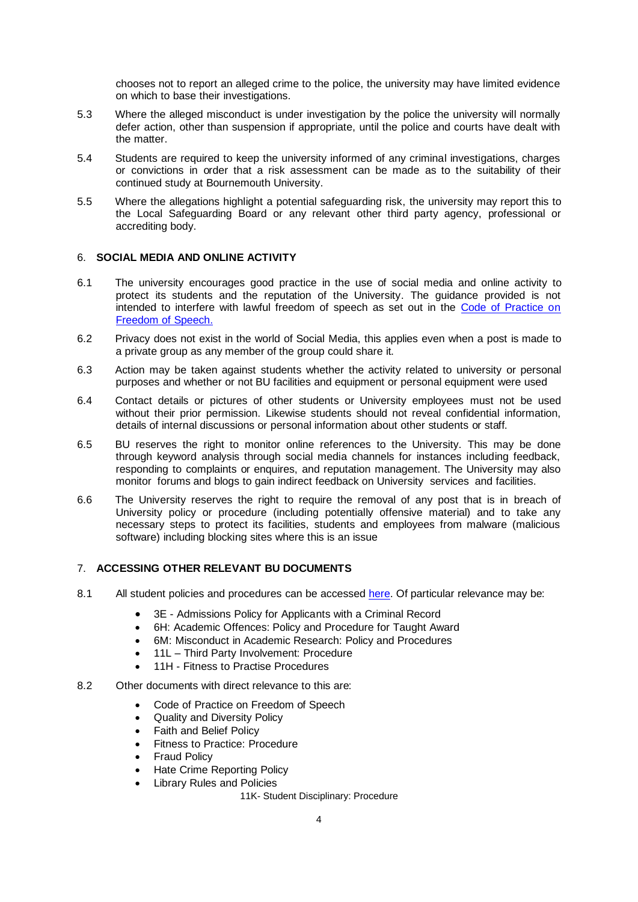chooses not to report an alleged crime to the police, the university may have limited evidence on which to base their investigations.

5.3 Where the alleged misconduct is under investigation by the police the university will normally defer action, other than suspension if appropriate, until the police and courts have dealt with the matter.

5.4 Students are required to keep the university informed of any criminal investigations, charges or convictions in order that a risk assessment can be made as to the suitability of their continued study at Bournemouth University.

5.5 Where the allegations highlight a potential safeguarding risk, the university may report this to the Local Safeguarding Board or any relevant other third party agency, professional or accrediting body.

## 6. SOCIAL MEDIA AND ONLINE ACTIVITY

6.1 The university encourages good practice in the use of social media and online activity to protect its students and the reputation of the University. The guidance provided is not intended to interfere with lawful freedom of speech as set out in the Code of Practice on Freedom of Speech.

6.2 Privacy does not exist in the world of Social Media, this applies even when a post is made to a private group as any member of the group could share it.

6.3 Action may be taken against students whether the activity related to university or personal purposes and whether or not BU facilities and equipment or personal equipment were used

6.4 Contact details or pictures of other students or University employees must not be used without their prior permission. Likewise students should not reveal confidential information, details of internal discussions or personal information about other students or staff.

6.5 BU reserves the right to monitor online references to the University. This may be done through keyword analysis through social media channels for instances including feedback, responding to complaints or enquires, and reputation management. The University may also monitor forums and blogs to gain indirect feedback on University services and facilities.

6.6 The University reserves the right to require the removal of any post that is in breach of University policy or procedure (including potentially offensive material) and to take any necessary steps to protect its facilities, students and employees from malware (malicious software) including blocking sites where this is an issue

## 7. ACCESSING OTHER RELEVANT BU DOCUMENTS

8.1 All student policies and procedures can be accessed here. Of particular relevance may be:

- 3E - Admissions Policy for Applicants with a Criminal Record
- 6H: Academic Offences: Policy and Procedure for Taught Award
- 6M: Misconduct in Academic Research: Policy and Procedures
- 11L – Third Party Involvement: Procedure
- 11H - Fitness to Practise Procedures

8.2 Other documents with direct relevance to this are:

- Code of Practice on Freedom of Speech
- Quality and Diversity Policy
- Faith and Belief Policy
- Fitness to Practice: Procedure
- Fraud Policy
- Hate Crime Reporting Policy
- Library Rules and Policies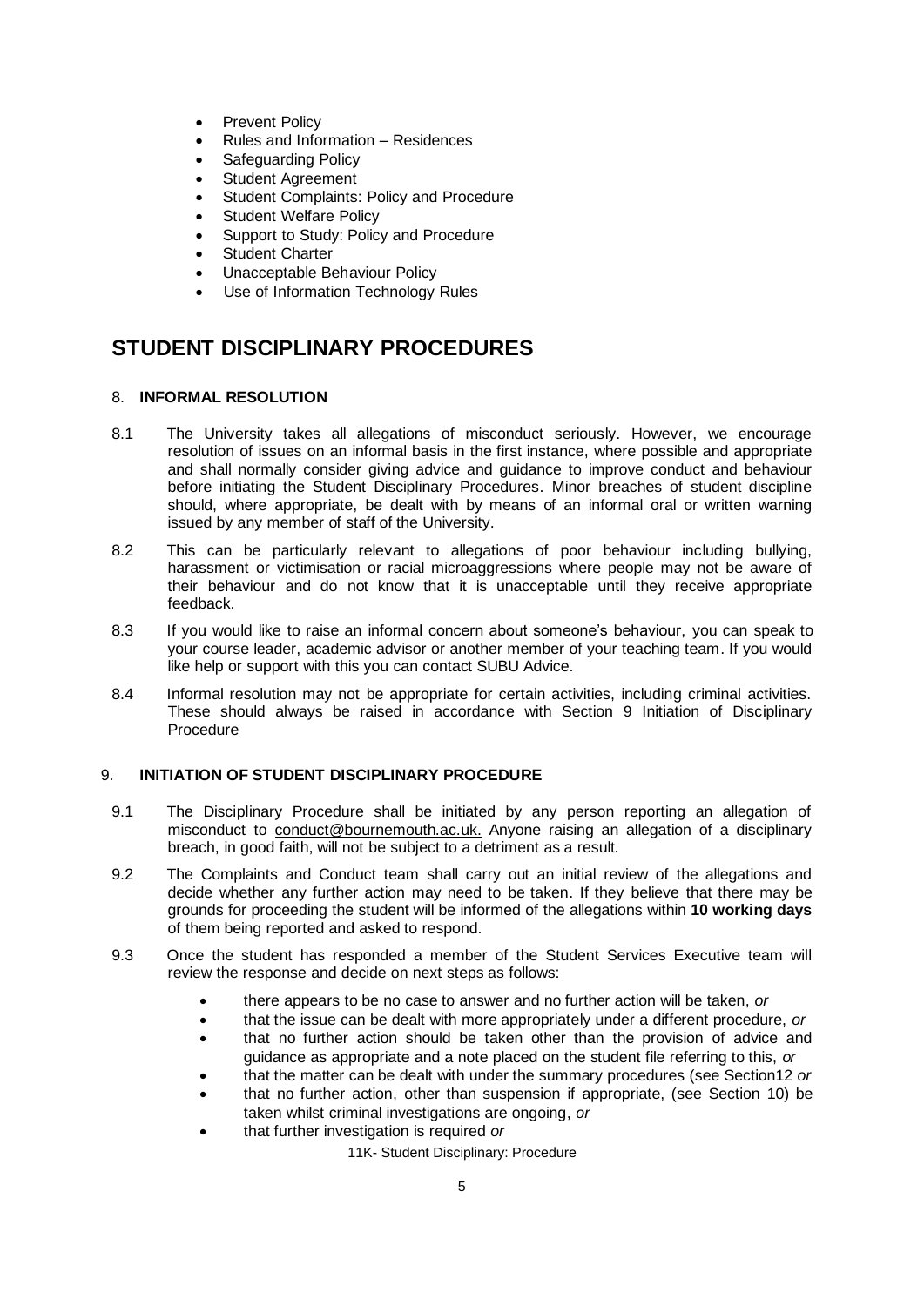- Prevent Policy
- Rules and Information – Residences
- Safeguarding Policy
- Student Agreement
- Student Complaints: Policy and Procedure
- Student Welfare Policy
- Support to Study: Policy and Procedure
- Student Charter
- Unacceptable Behaviour Policy
- Use of Information Technology Rules

# STUDENT DISCIPLINARY PROCEDURES

## 8. INFORMAL RESOLUTION

8.1 The University takes all allegations of misconduct seriously. However, we encourage resolution of issues on an informal basis in the first instance, where possible and appropriate and shall normally consider giving advice and guidance to improve conduct and behaviour before initiating the Student Disciplinary Procedures. Minor breaches of student discipline should, where appropriate, be dealt with by means of an informal oral or written warning issued by any member of staff of the University.

8.2 This can be particularly relevant to allegations of poor behaviour including bullying, harassment or victimisation or racial microaggressions where people may not be aware of their behaviour and do not know that it is unacceptable until they receive appropriate feedback.

8.3 If you would like to raise an informal concern about someone's behaviour, you can speak to your course leader, academic advisor or another member of your teaching team. If you would like help or support with this you can contact SUBU Advice.

8.4 Informal resolution may not be appropriate for certain activities, including criminal activities. These should always be raised in accordance with Section 9 Initiation of Disciplinary Procedure

## 9. INITIATION OF STUDENT DISCIPLINARY PROCEDURE

9.1 The Disciplinary Procedure shall be initiated by any person reporting an allegation of misconduct to conduct@bournemouth.ac.uk. Anyone raising an allegation of a disciplinary breach, in good faith, will not be subject to a detriment as a result.

9.2 The Complaints and Conduct team shall carry out an initial review of the allegations and decide whether any further action may need to be taken. If they believe that there may be grounds for proceeding the student will be informed of the allegations within **10 working days** of them being reported and asked to respond.

9.3 Once the student has responded a member of the Student Services Executive team will review the response and decide on next steps as follows:

- there appears to be no case to answer and no further action will be taken, *or*
- that the issue can be dealt with more appropriately under a different procedure, *or*
- that no further action should be taken other than the provision of advice and guidance as appropriate and a note placed on the student file referring to this, *or*
- that the matter can be dealt with under the summary procedures (see Section12 *or*
- that no further action, other than suspension if appropriate, (see Section 10) be taken whilst criminal investigations are ongoing, *or*
- that further investigation is required *or*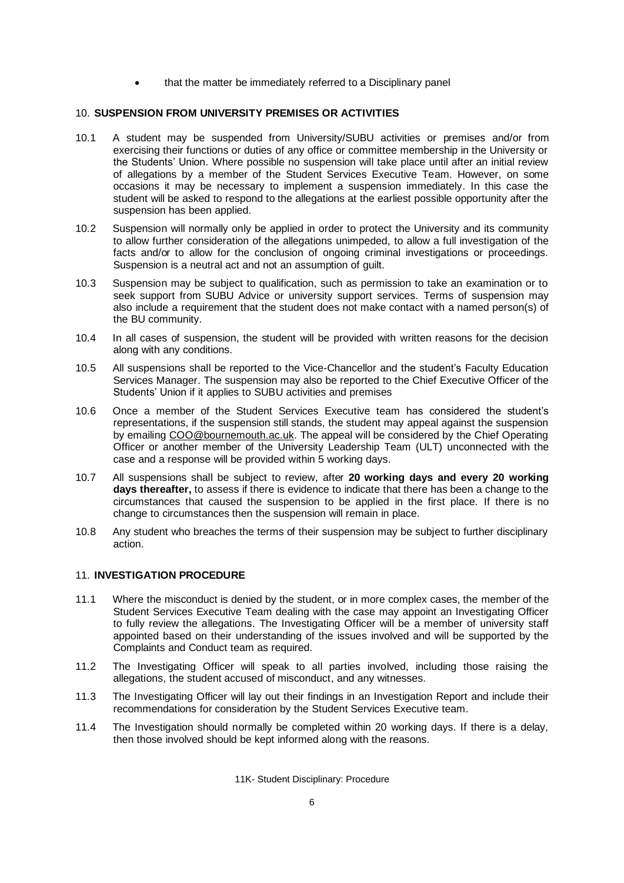- that the matter be immediately referred to a Disciplinary panel

## 10. SUSPENSION FROM UNIVERSITY PREMISES OR ACTIVITIES

10.1 A student may be suspended from University/SUBU activities or premises and/or from exercising their functions or duties of any office or committee membership in the University or the Students' Union. Where possible no suspension will take place until after an initial review of allegations by a member of the Student Services Executive Team. However, on some occasions it may be necessary to implement a suspension immediately. In this case the student will be asked to respond to the allegations at the earliest possible opportunity after the suspension has been applied.

10.2 Suspension will normally only be applied in order to protect the University and its community to allow further consideration of the allegations unimpeded, to allow a full investigation of the facts and/or to allow for the conclusion of ongoing criminal investigations or proceedings. Suspension is a neutral act and not an assumption of guilt.

10.3 Suspension may be subject to qualification, such as permission to take an examination or to seek support from SUBU Advice or university support services. Terms of suspension may also include a requirement that the student does not make contact with a named person(s) of the BU community.

10.4 In all cases of suspension, the student will be provided with written reasons for the decision along with any conditions.

10.5 All suspensions shall be reported to the Vice-Chancellor and the student's Faculty Education Services Manager. The suspension may also be reported to the Chief Executive Officer of the Students' Union if it applies to SUBU activities and premises

10.6 Once a member of the Student Services Executive team has considered the student's representations, if the suspension still stands, the student may appeal against the suspension by emailing COO@bournemouth.ac.uk. The appeal will be considered by the Chief Operating Officer or another member of the University Leadership Team (ULT) unconnected with the case and a response will be provided within 5 working days.

10.7 All suspensions shall be subject to review, after **20 working days and every 20 working days thereafter,** to assess if there is evidence to indicate that there has been a change to the circumstances that caused the suspension to be applied in the first place. If there is no change to circumstances then the suspension will remain in place.

10.8 Any student who breaches the terms of their suspension may be subject to further disciplinary action.

## 11. INVESTIGATION PROCEDURE

11.1 Where the misconduct is denied by the student, or in more complex cases, the member of the Student Services Executive Team dealing with the case may appoint an Investigating Officer to fully review the allegations. The Investigating Officer will be a member of university staff appointed based on their understanding of the issues involved and will be supported by the Complaints and Conduct team as required.

11.2 The Investigating Officer will speak to all parties involved, including those raising the allegations, the student accused of misconduct, and any witnesses.

11.3 The Investigating Officer will lay out their findings in an Investigation Report and include their recommendations for consideration by the Student Services Executive team.

11.4 The Investigation should normally be completed within 20 working days. If there is a delay, then those involved should be kept informed along with the reasons.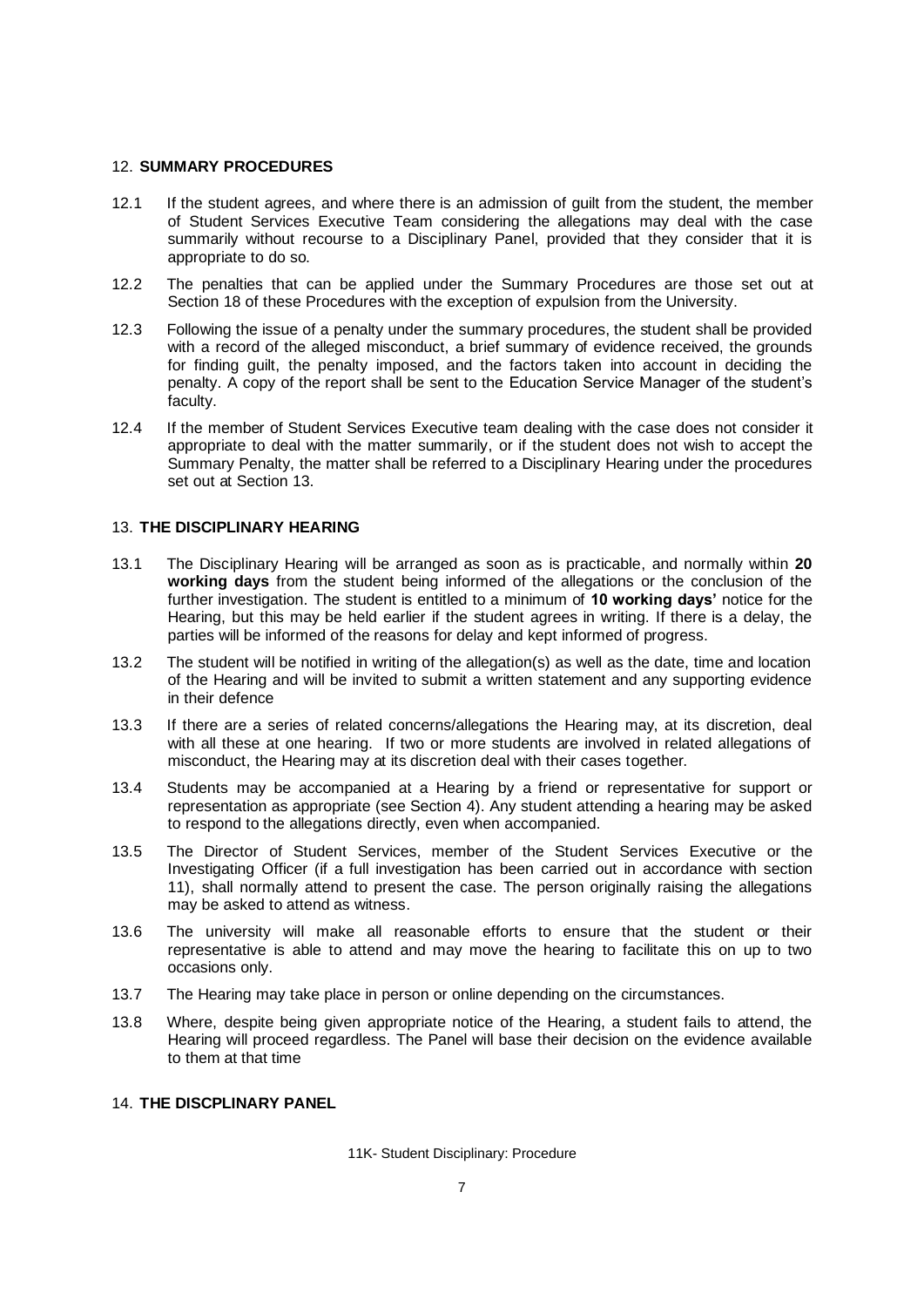## 12. **SUMMARY PROCEDURES**

12.1 If the student agrees, and where there is an admission of guilt from the student, the member of Student Services Executive Team considering the allegations may deal with the case summarily without recourse to a Disciplinary Panel, provided that they consider that it is appropriate to do so.

12.2 The penalties that can be applied under the Summary Procedures are those set out at Section 18 of these Procedures with the exception of expulsion from the University.

12.3 Following the issue of a penalty under the summary procedures, the student shall be provided with a record of the alleged misconduct, a brief summary of evidence received, the grounds for finding guilt, the penalty imposed, and the factors taken into account in deciding the penalty. A copy of the report shall be sent to the Education Service Manager of the student's faculty.

12.4 If the member of Student Services Executive team dealing with the case does not consider it appropriate to deal with the matter summarily, or if the student does not wish to accept the Summary Penalty, the matter shall be referred to a Disciplinary Hearing under the procedures set out at Section 13.

## 13. **THE DISCIPLINARY HEARING**

13.1 The Disciplinary Hearing will be arranged as soon as is practicable, and normally within **20 working days** from the student being informed of the allegations or the conclusion of the further investigation. The student is entitled to a minimum of **10 working days'** notice for the Hearing, but this may be held earlier if the student agrees in writing. If there is a delay, the parties will be informed of the reasons for delay and kept informed of progress.

13.2 The student will be notified in writing of the allegation(s) as well as the date, time and location of the Hearing and will be invited to submit a written statement and any supporting evidence in their defence

13.3 If there are a series of related concerns/allegations the Hearing may, at its discretion, deal with all these at one hearing. If two or more students are involved in related allegations of misconduct, the Hearing may at its discretion deal with their cases together.

13.4 Students may be accompanied at a Hearing by a friend or representative for support or representation as appropriate (see Section 4). Any student attending a hearing may be asked to respond to the allegations directly, even when accompanied.

13.5 The Director of Student Services, member of the Student Services Executive or the Investigating Officer (if a full investigation has been carried out in accordance with section 11), shall normally attend to present the case. The person originally raising the allegations may be asked to attend as witness.

13.6 The university will make all reasonable efforts to ensure that the student or their representative is able to attend and may move the hearing to facilitate this on up to two occasions only.

13.7 The Hearing may take place in person or online depending on the circumstances.

13.8 Where, despite being given appropriate notice of the Hearing, a student fails to attend, the Hearing will proceed regardless. The Panel will base their decision on the evidence available to them at that time

## 14. **THE DISCPLINARY PANEL**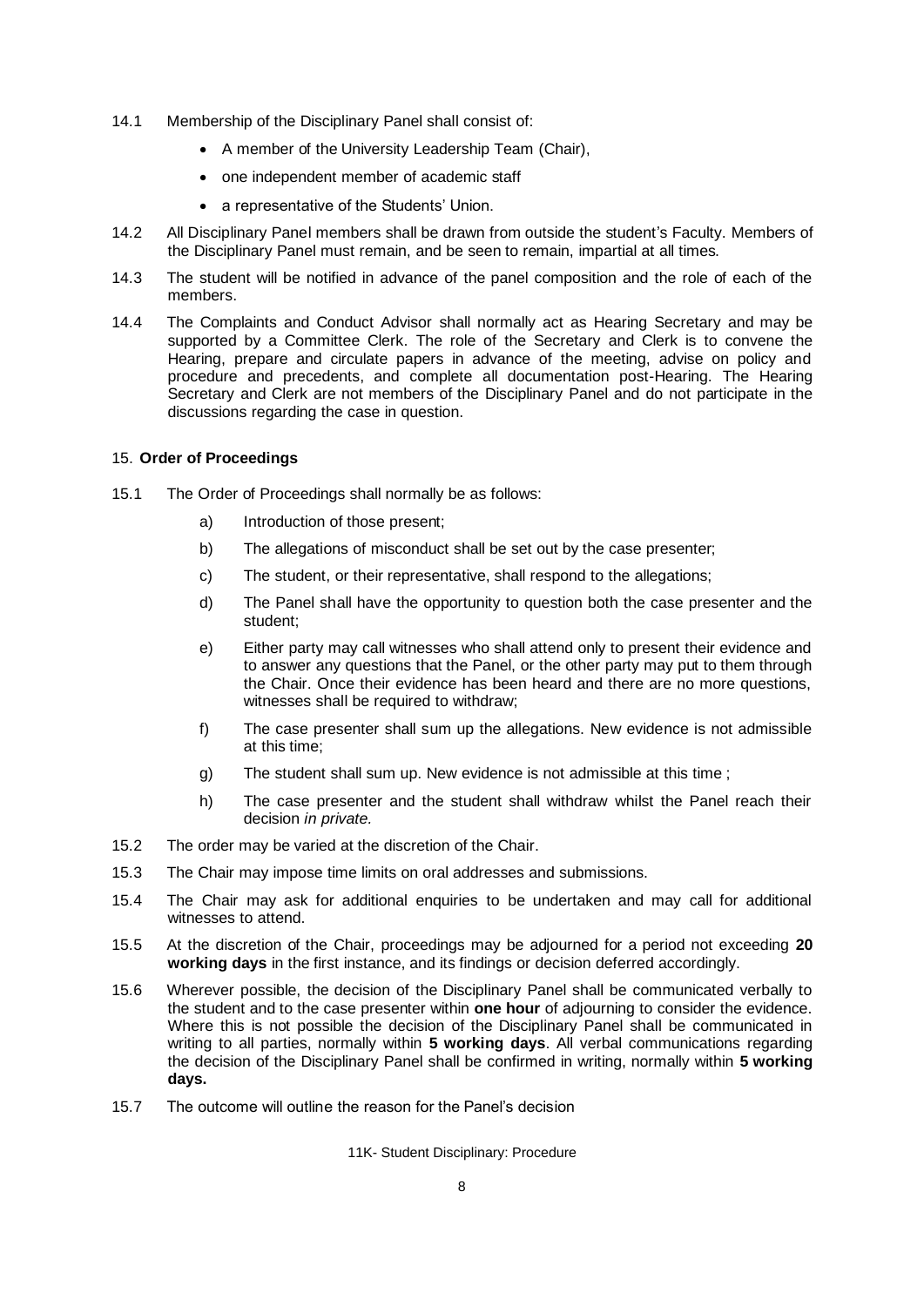14.1 Membership of the Disciplinary Panel shall consist of:

- A member of the University Leadership Team (Chair),
- one independent member of academic staff
- a representative of the Students' Union.

14.2 All Disciplinary Panel members shall be drawn from outside the student's Faculty. Members of the Disciplinary Panel must remain, and be seen to remain, impartial at all times.

14.3 The student will be notified in advance of the panel composition and the role of each of the members.

14.4 The Complaints and Conduct Advisor shall normally act as Hearing Secretary and may be supported by a Committee Clerk. The role of the Secretary and Clerk is to convene the Hearing, prepare and circulate papers in advance of the meeting, advise on policy and procedure and precedents, and complete all documentation post-Hearing. The Hearing Secretary and Clerk are not members of the Disciplinary Panel and do not participate in the discussions regarding the case in question.

## 15. **Order of Proceedings**

15.1 The Order of Proceedings shall normally be as follows:

a) Introduction of those present;

b) The allegations of misconduct shall be set out by the case presenter;

c) The student, or their representative, shall respond to the allegations;

d) The Panel shall have the opportunity to question both the case presenter and the student;

e) Either party may call witnesses who shall attend only to present their evidence and to answer any questions that the Panel, or the other party may put to them through the Chair. Once their evidence has been heard and there are no more questions, witnesses shall be required to withdraw;

f) The case presenter shall sum up the allegations. New evidence is not admissible at this time;

g) The student shall sum up. New evidence is not admissible at this time ;

h) The case presenter and the student shall withdraw whilst the Panel reach their decision *in private*.

15.2 The order may be varied at the discretion of the Chair.

15.3 The Chair may impose time limits on oral addresses and submissions.

15.4 The Chair may ask for additional enquiries to be undertaken and may call for additional witnesses to attend.

15.5 At the discretion of the Chair, proceedings may be adjourned for a period not exceeding **20 working days** in the first instance, and its findings or decision deferred accordingly.

15.6 Wherever possible, the decision of the Disciplinary Panel shall be communicated verbally to the student and to the case presenter within **one hour** of adjourning to consider the evidence. Where this is not possible the decision of the Disciplinary Panel shall be communicated in writing to all parties, normally within **5 working days**. All verbal communications regarding the decision of the Disciplinary Panel shall be confirmed in writing, normally within **5 working days.**

15.7 The outcome will outline the reason for the Panel's decision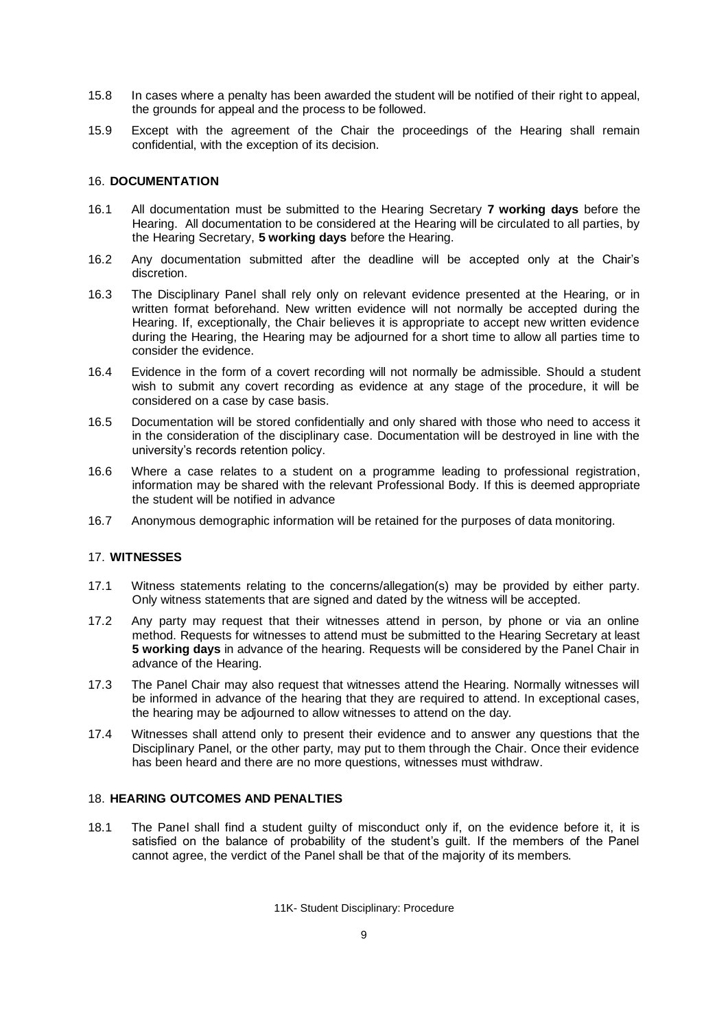15.8 In cases where a penalty has been awarded the student will be notified of their right to appeal, the grounds for appeal and the process to be followed.

15.9 Except with the agreement of the Chair the proceedings of the Hearing shall remain confidential, with the exception of its decision.

## 16. DOCUMENTATION

16.1 All documentation must be submitted to the Hearing Secretary **7 working days** before the Hearing. All documentation to be considered at the Hearing will be circulated to all parties, by the Hearing Secretary, **5 working days** before the Hearing.

16.2 Any documentation submitted after the deadline will be accepted only at the Chair's discretion.

16.3 The Disciplinary Panel shall rely only on relevant evidence presented at the Hearing, or in written format beforehand. New written evidence will not normally be accepted during the Hearing. If, exceptionally, the Chair believes it is appropriate to accept new written evidence during the Hearing, the Hearing may be adjourned for a short time to allow all parties time to consider the evidence.

16.4 Evidence in the form of a covert recording will not normally be admissible. Should a student wish to submit any covert recording as evidence at any stage of the procedure, it will be considered on a case by case basis.

16.5 Documentation will be stored confidentially and only shared with those who need to access it in the consideration of the disciplinary case. Documentation will be destroyed in line with the university's records retention policy.

16.6 Where a case relates to a student on a programme leading to professional registration, information may be shared with the relevant Professional Body. If this is deemed appropriate the student will be notified in advance

16.7 Anonymous demographic information will be retained for the purposes of data monitoring.

## 17. WITNESSES

17.1 Witness statements relating to the concerns/allegation(s) may be provided by either party. Only witness statements that are signed and dated by the witness will be accepted.

17.2 Any party may request that their witnesses attend in person, by phone or via an online method. Requests for witnesses to attend must be submitted to the Hearing Secretary at least **5 working days** in advance of the hearing. Requests will be considered by the Panel Chair in advance of the Hearing.

17.3 The Panel Chair may also request that witnesses attend the Hearing. Normally witnesses will be informed in advance of the hearing that they are required to attend. In exceptional cases, the hearing may be adjourned to allow witnesses to attend on the day.

17.4 Witnesses shall attend only to present their evidence and to answer any questions that the Disciplinary Panel, or the other party, may put to them through the Chair. Once their evidence has been heard and there are no more questions, witnesses must withdraw.

## 18. HEARING OUTCOMES AND PENALTIES

18.1 The Panel shall find a student guilty of misconduct only if, on the evidence before it, it is satisfied on the balance of probability of the student's guilt. If the members of the Panel cannot agree, the verdict of the Panel shall be that of the majority of its members.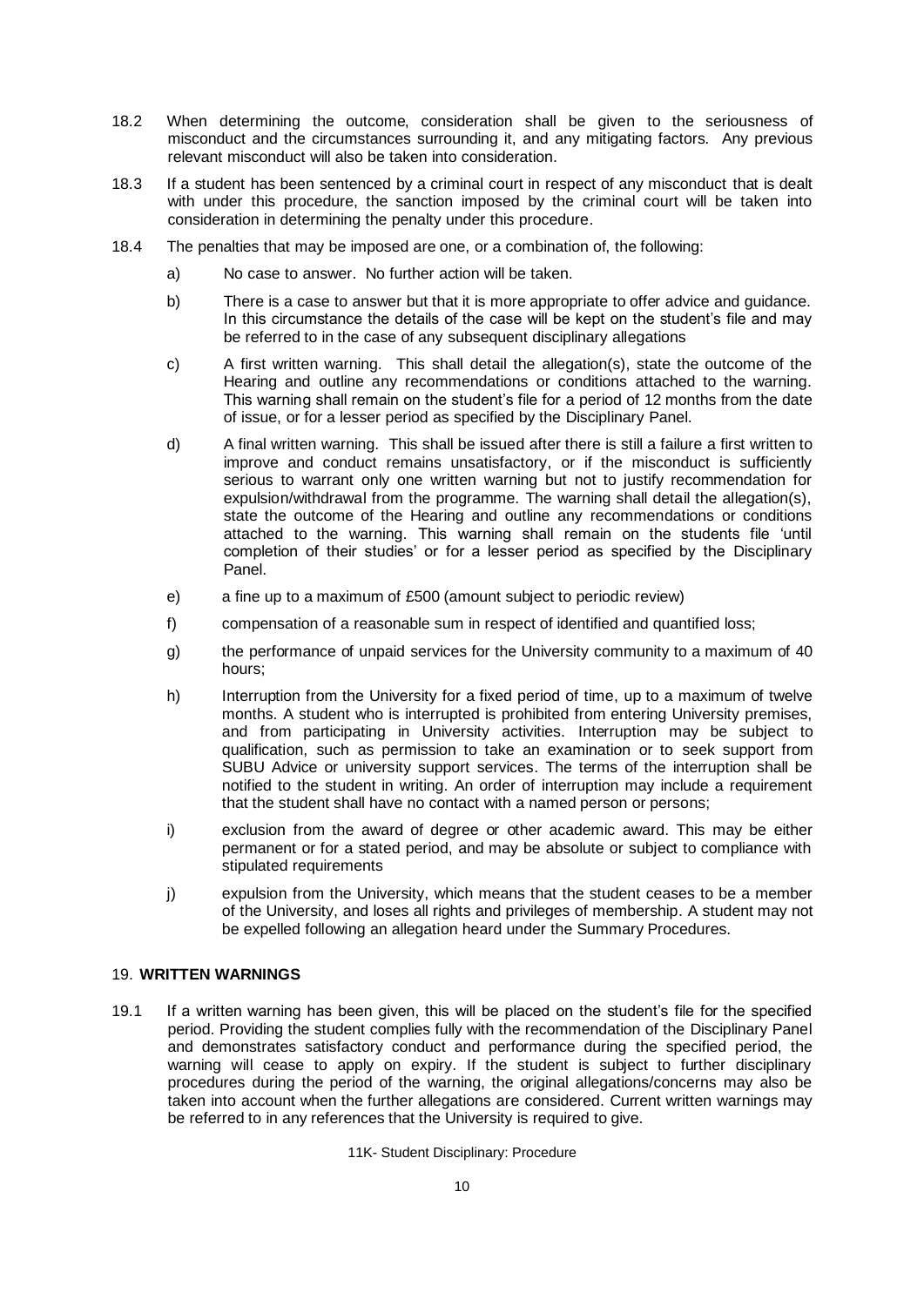18.2 When determining the outcome, consideration shall be given to the seriousness of misconduct and the circumstances surrounding it, and any mitigating factors. Any previous relevant misconduct will also be taken into consideration.

18.3 If a student has been sentenced by a criminal court in respect of any misconduct that is dealt with under this procedure, the sanction imposed by the criminal court will be taken into consideration in determining the penalty under this procedure.

18.4 The penalties that may be imposed are one, or a combination of, the following:

a) No case to answer. No further action will be taken.

b) There is a case to answer but that it is more appropriate to offer advice and guidance. In this circumstance the details of the case will be kept on the student's file and may be referred to in the case of any subsequent disciplinary allegations

c) A first written warning. This shall detail the allegation(s), state the outcome of the Hearing and outline any recommendations or conditions attached to the warning. This warning shall remain on the student's file for a period of 12 months from the date of issue, or for a lesser period as specified by the Disciplinary Panel.

d) A final written warning. This shall be issued after there is still a failure a first written to improve and conduct remains unsatisfactory, or if the misconduct is sufficiently serious to warrant only one written warning but not to justify recommendation for expulsion/withdrawal from the programme. The warning shall detail the allegation(s), state the outcome of the Hearing and outline any recommendations or conditions attached to the warning. This warning shall remain on the students file 'until completion of their studies' or for a lesser period as specified by the Disciplinary Panel.

e) a fine up to a maximum of £500 (amount subject to periodic review)

f) compensation of a reasonable sum in respect of identified and quantified loss;

g) the performance of unpaid services for the University community to a maximum of 40 hours;

h) Interruption from the University for a fixed period of time, up to a maximum of twelve months. A student who is interrupted is prohibited from entering University premises, and from participating in University activities. Interruption may be subject to qualification, such as permission to take an examination or to seek support from SUBU Advice or university support services. The terms of the interruption shall be notified to the student in writing. An order of interruption may include a requirement that the student shall have no contact with a named person or persons;

i) exclusion from the award of degree or other academic award. This may be either permanent or for a stated period, and may be absolute or subject to compliance with stipulated requirements

j) expulsion from the University, which means that the student ceases to be a member of the University, and loses all rights and privileges of membership. A student may not be expelled following an allegation heard under the Summary Procedures.

## 19. WRITTEN WARNINGS

19.1 If a written warning has been given, this will be placed on the student's file for the specified period. Providing the student complies fully with the recommendation of the Disciplinary Panel and demonstrates satisfactory conduct and performance during the specified period, the warning will cease to apply on expiry. If the student is subject to further disciplinary procedures during the period of the warning, the original allegations/concerns may also be taken into account when the further allegations are considered. Current written warnings may be referred to in any references that the University is required to give.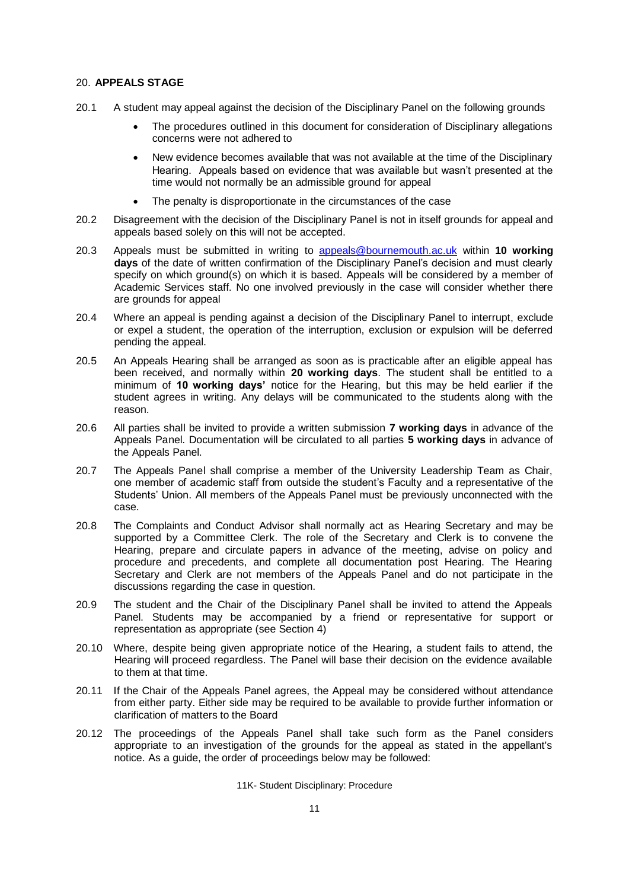## 20. **APPEALS STAGE**

20.1 A student may appeal against the decision of the Disciplinary Panel on the following grounds

- The procedures outlined in this document for consideration of Disciplinary allegations concerns were not adhered to
- New evidence becomes available that was not available at the time of the Disciplinary Hearing. Appeals based on evidence that was available but wasn't presented at the time would not normally be an admissible ground for appeal
- The penalty is disproportionate in the circumstances of the case

20.2 Disagreement with the decision of the Disciplinary Panel is not in itself grounds for appeal and appeals based solely on this will not be accepted.

20.3 Appeals must be submitted in writing to appeals@bournemouth.ac.uk within **10 working days** of the date of written confirmation of the Disciplinary Panel's decision and must clearly specify on which ground(s) on which it is based. Appeals will be considered by a member of Academic Services staff. No one involved previously in the case will consider whether there are grounds for appeal

20.4 Where an appeal is pending against a decision of the Disciplinary Panel to interrupt, exclude or expel a student, the operation of the interruption, exclusion or expulsion will be deferred pending the appeal.

20.5 An Appeals Hearing shall be arranged as soon as is practicable after an eligible appeal has been received, and normally within **20 working days**. The student shall be entitled to a minimum of **10 working days'** notice for the Hearing, but this may be held earlier if the student agrees in writing. Any delays will be communicated to the students along with the reason.

20.6 All parties shall be invited to provide a written submission **7 working days** in advance of the Appeals Panel. Documentation will be circulated to all parties **5 working days** in advance of the Appeals Panel.

20.7 The Appeals Panel shall comprise a member of the University Leadership Team as Chair, one member of academic staff from outside the student's Faculty and a representative of the Students' Union. All members of the Appeals Panel must be previously unconnected with the case.

20.8 The Complaints and Conduct Advisor shall normally act as Hearing Secretary and may be supported by a Committee Clerk. The role of the Secretary and Clerk is to convene the Hearing, prepare and circulate papers in advance of the meeting, advise on policy and procedure and precedents, and complete all documentation post Hearing. The Hearing Secretary and Clerk are not members of the Appeals Panel and do not participate in the discussions regarding the case in question.

20.9 The student and the Chair of the Disciplinary Panel shall be invited to attend the Appeals Panel. Students may be accompanied by a friend or representative for support or representation as appropriate (see Section 4)

20.10 Where, despite being given appropriate notice of the Hearing, a student fails to attend, the Hearing will proceed regardless. The Panel will base their decision on the evidence available to them at that time.

20.11 If the Chair of the Appeals Panel agrees, the Appeal may be considered without attendance from either party. Either side may be required to be available to provide further information or clarification of matters to the Board

20.12 The proceedings of the Appeals Panel shall take such form as the Panel considers appropriate to an investigation of the grounds for the appeal as stated in the appellant's notice. As a guide, the order of proceedings below may be followed: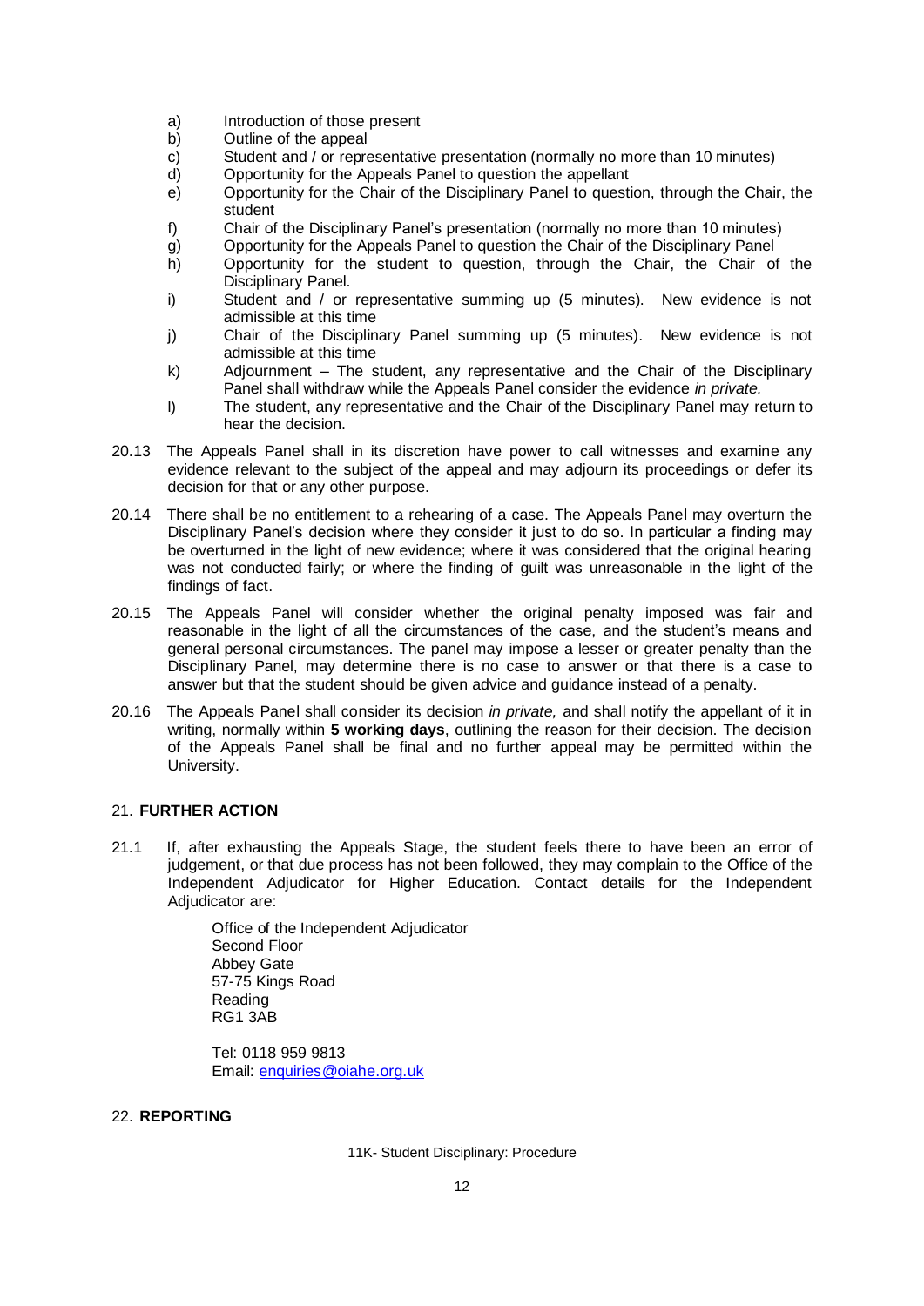a) Introduction of those present
b) Outline of the appeal
c) Student and / or representative presentation (normally no more than 10 minutes)
d) Opportunity for the Appeals Panel to question the appellant
e) Opportunity for the Chair of the Disciplinary Panel to question, through the Chair, the student
f) Chair of the Disciplinary Panel's presentation (normally no more than 10 minutes)
g) Opportunity for the Appeals Panel to question the Chair of the Disciplinary Panel
h) Opportunity for the student to question, through the Chair, the Chair of the Disciplinary Panel.
i) Student and / or representative summing up (5 minutes). New evidence is not admissible at this time
j) Chair of the Disciplinary Panel summing up (5 minutes). New evidence is not admissible at this time
k) Adjournment – The student, any representative and the Chair of the Disciplinary Panel shall withdraw while the Appeals Panel consider the evidence *in private.*
l) The student, any representative and the Chair of the Disciplinary Panel may return to hear the decision.

20.13 The Appeals Panel shall in its discretion have power to call witnesses and examine any evidence relevant to the subject of the appeal and may adjourn its proceedings or defer its decision for that or any other purpose.

20.14 There shall be no entitlement to a rehearing of a case. The Appeals Panel may overturn the Disciplinary Panel's decision where they consider it just to do so. In particular a finding may be overturned in the light of new evidence; where it was considered that the original hearing was not conducted fairly; or where the finding of guilt was unreasonable in the light of the findings of fact.

20.15 The Appeals Panel will consider whether the original penalty imposed was fair and reasonable in the light of all the circumstances of the case, and the student's means and general personal circumstances. The panel may impose a lesser or greater penalty than the Disciplinary Panel, may determine there is no case to answer or that there is a case to answer but that the student should be given advice and guidance instead of a penalty.

20.16 The Appeals Panel shall consider its decision *in private,* and shall notify the appellant of it in writing, normally within **5 working days**, outlining the reason for their decision. The decision of the Appeals Panel shall be final and no further appeal may be permitted within the University.

## 21. FURTHER ACTION

21.1 If, after exhausting the Appeals Stage, the student feels there to have been an error of judgement, or that due process has not been followed, they may complain to the Office of the Independent Adjudicator for Higher Education. Contact details for the Independent Adjudicator are:

Office of the Independent Adjudicator
Second Floor
Abbey Gate
57-75 Kings Road
Reading
RG1 3AB

Tel: 0118 959 9813
Email: enquiries@oiahe.org.uk

## 22. REPORTING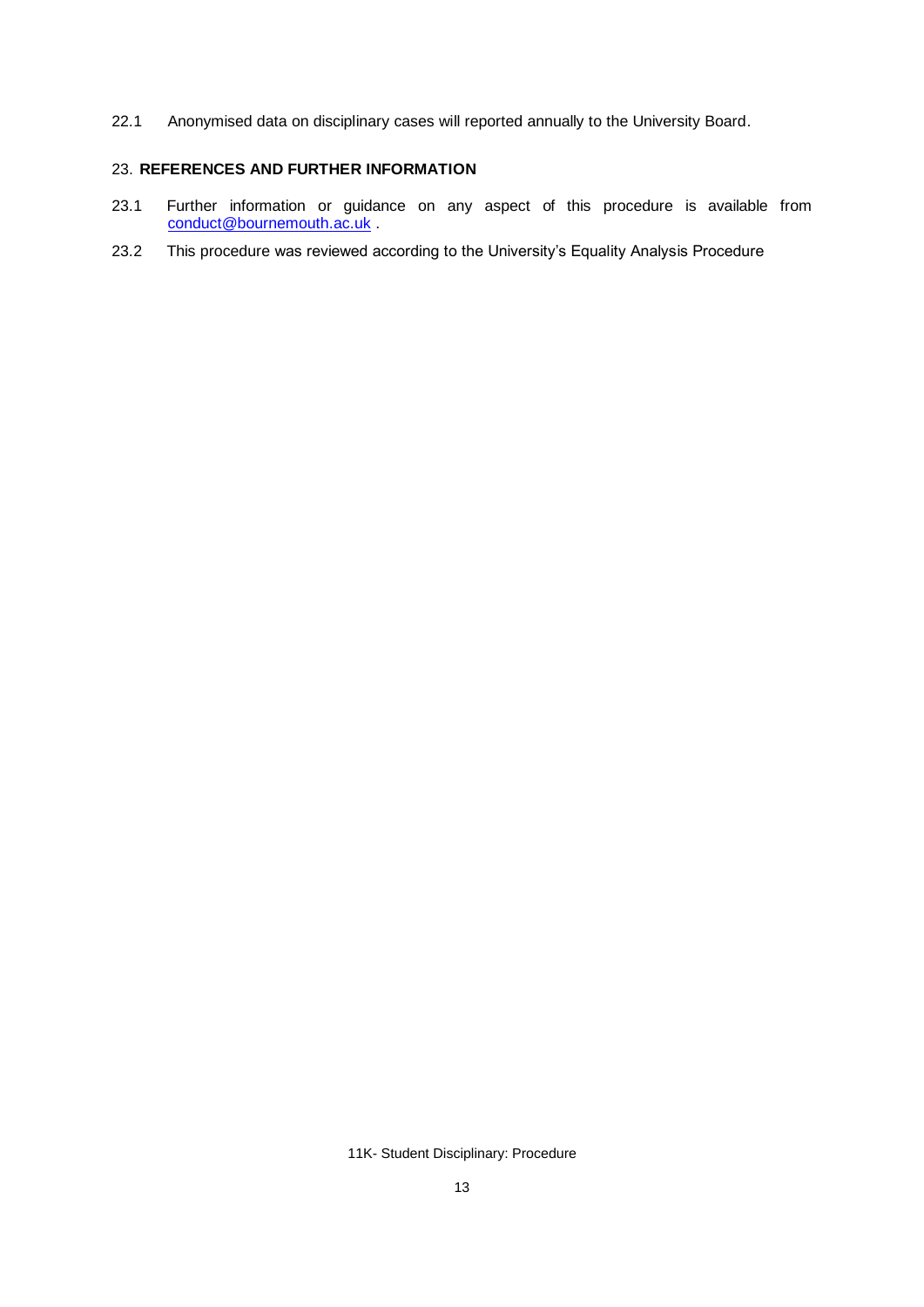22.1 Anonymised data on disciplinary cases will reported annually to the University Board.

## 23. REFERENCES AND FURTHER INFORMATION

23.1 Further information or guidance on any aspect of this procedure is available from conduct@bournemouth.ac.uk .

23.2 This procedure was reviewed according to the University's Equality Analysis Procedure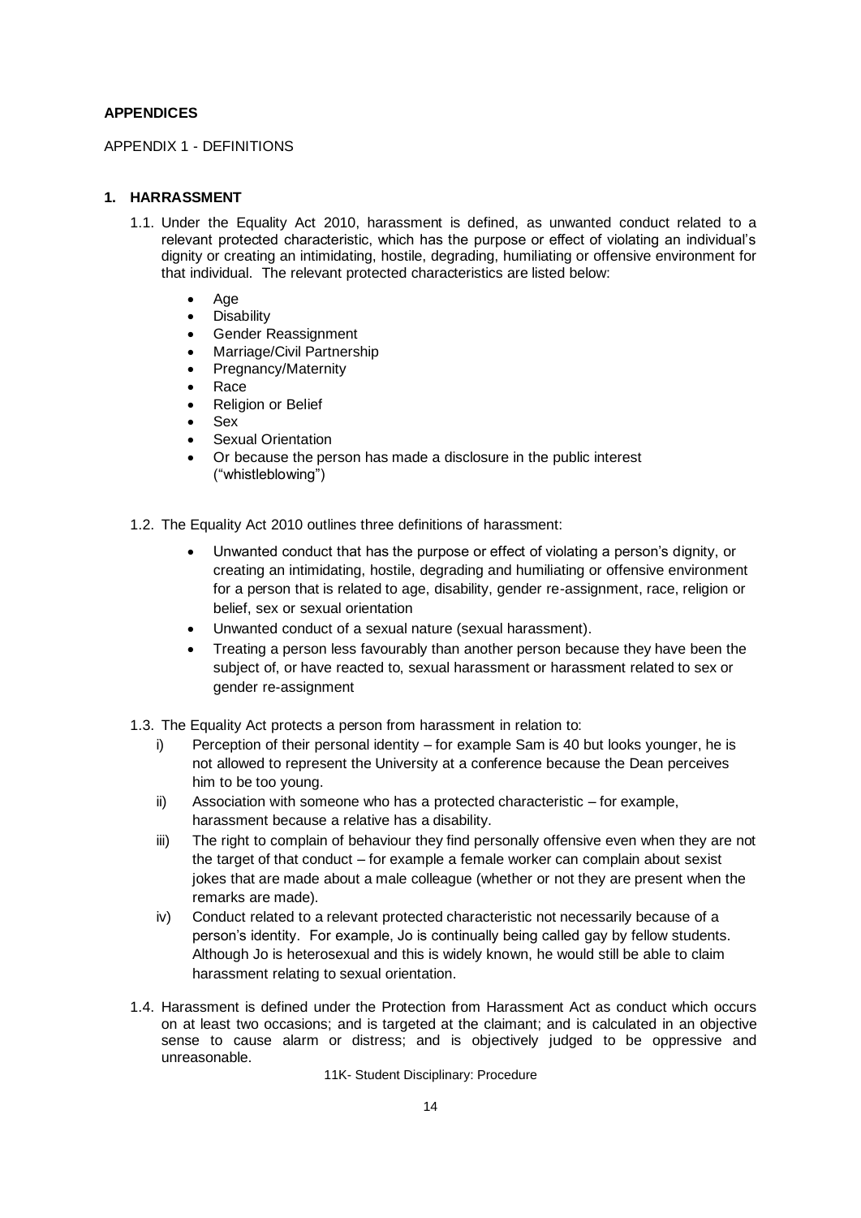**APPENDICES**

APPENDIX 1 - DEFINITIONS

**1. HARRASSMENT**

1.1. Under the Equality Act 2010, harassment is defined, as unwanted conduct related to a relevant protected characteristic, which has the purpose or effect of violating an individual's dignity or creating an intimidating, hostile, degrading, humiliating or offensive environment for that individual. The relevant protected characteristics are listed below:

- Age
- Disability
- Gender Reassignment
- Marriage/Civil Partnership
- Pregnancy/Maternity
- Race
- Religion or Belief
- Sex
- Sexual Orientation
- Or because the person has made a disclosure in the public interest ("whistleblowing")

1.2. The Equality Act 2010 outlines three definitions of harassment:

- Unwanted conduct that has the purpose or effect of violating a person's dignity, or creating an intimidating, hostile, degrading and humiliating or offensive environment for a person that is related to age, disability, gender re-assignment, race, religion or belief, sex or sexual orientation
- Unwanted conduct of a sexual nature (sexual harassment).
- Treating a person less favourably than another person because they have been the subject of, or have reacted to, sexual harassment or harassment related to sex or gender re-assignment

1.3. The Equality Act protects a person from harassment in relation to:

i) Perception of their personal identity – for example Sam is 40 but looks younger, he is not allowed to represent the University at a conference because the Dean perceives him to be too young.

ii) Association with someone who has a protected characteristic – for example, harassment because a relative has a disability.

iii) The right to complain of behaviour they find personally offensive even when they are not the target of that conduct – for example a female worker can complain about sexist jokes that are made about a male colleague (whether or not they are present when the remarks are made).

iv) Conduct related to a relevant protected characteristic not necessarily because of a person's identity. For example, Jo is continually being called gay by fellow students. Although Jo is heterosexual and this is widely known, he would still be able to claim harassment relating to sexual orientation.

1.4. Harassment is defined under the Protection from Harassment Act as conduct which occurs on at least two occasions; and is targeted at the claimant; and is calculated in an objective sense to cause alarm or distress; and is objectively judged to be oppressive and unreasonable.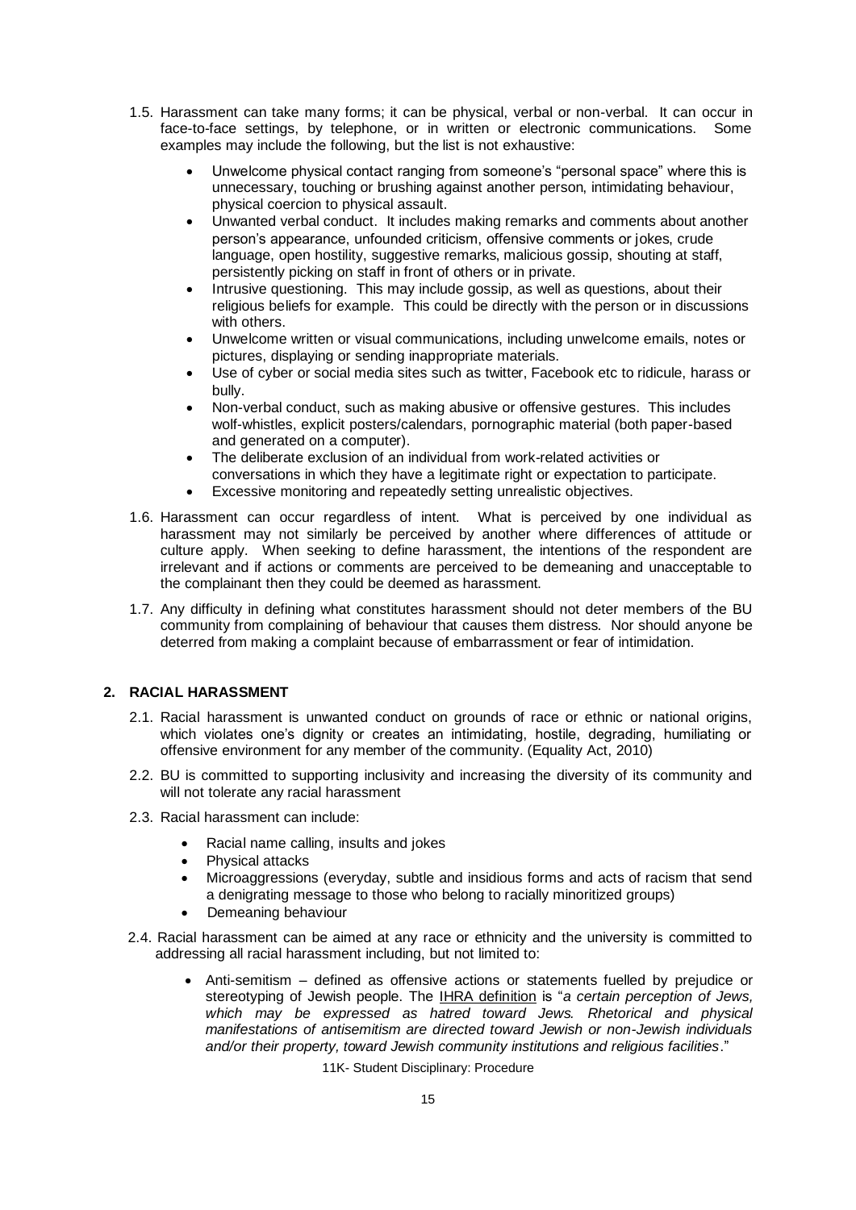1.5. Harassment can take many forms; it can be physical, verbal or non-verbal. It can occur in face-to-face settings, by telephone, or in written or electronic communications. Some examples may include the following, but the list is not exhaustive:

- Unwelcome physical contact ranging from someone's "personal space" where this is unnecessary, touching or brushing against another person, intimidating behaviour, physical coercion to physical assault.
- Unwanted verbal conduct. It includes making remarks and comments about another person's appearance, unfounded criticism, offensive comments or jokes, crude language, open hostility, suggestive remarks, malicious gossip, shouting at staff, persistently picking on staff in front of others or in private.
- Intrusive questioning. This may include gossip, as well as questions, about their religious beliefs for example. This could be directly with the person or in discussions with others.
- Unwelcome written or visual communications, including unwelcome emails, notes or pictures, displaying or sending inappropriate materials.
- Use of cyber or social media sites such as twitter, Facebook etc to ridicule, harass or bully.
- Non-verbal conduct, such as making abusive or offensive gestures. This includes wolf-whistles, explicit posters/calendars, pornographic material (both paper-based and generated on a computer).
- The deliberate exclusion of an individual from work-related activities or conversations in which they have a legitimate right or expectation to participate.
- Excessive monitoring and repeatedly setting unrealistic objectives.

1.6. Harassment can occur regardless of intent. What is perceived by one individual as harassment may not similarly be perceived by another where differences of attitude or culture apply. When seeking to define harassment, the intentions of the respondent are irrelevant and if actions or comments are perceived to be demeaning and unacceptable to the complainant then they could be deemed as harassment.

1.7. Any difficulty in defining what constitutes harassment should not deter members of the BU community from complaining of behaviour that causes them distress. Nor should anyone be deterred from making a complaint because of embarrassment or fear of intimidation.

## 2. RACIAL HARASSMENT

2.1. Racial harassment is unwanted conduct on grounds of race or ethnic or national origins, which violates one's dignity or creates an intimidating, hostile, degrading, humiliating or offensive environment for any member of the community. (Equality Act, 2010)

2.2. BU is committed to supporting inclusivity and increasing the diversity of its community and will not tolerate any racial harassment

2.3. Racial harassment can include:

- Racial name calling, insults and jokes
- Physical attacks
- Microaggressions (everyday, subtle and insidious forms and acts of racism that send a denigrating message to those who belong to racially minoritized groups)
- Demeaning behaviour

2.4. Racial harassment can be aimed at any race or ethnicity and the university is committed to addressing all racial harassment including, but not limited to:

- Anti-semitism – defined as offensive actions or statements fuelled by prejudice or stereotyping of Jewish people. The IHRA definition is "*a certain perception of Jews, which may be expressed as hatred toward Jews. Rhetorical and physical manifestations of antisemitism are directed toward Jewish or non-Jewish individuals and/or their property, toward Jewish community institutions and religious facilities*."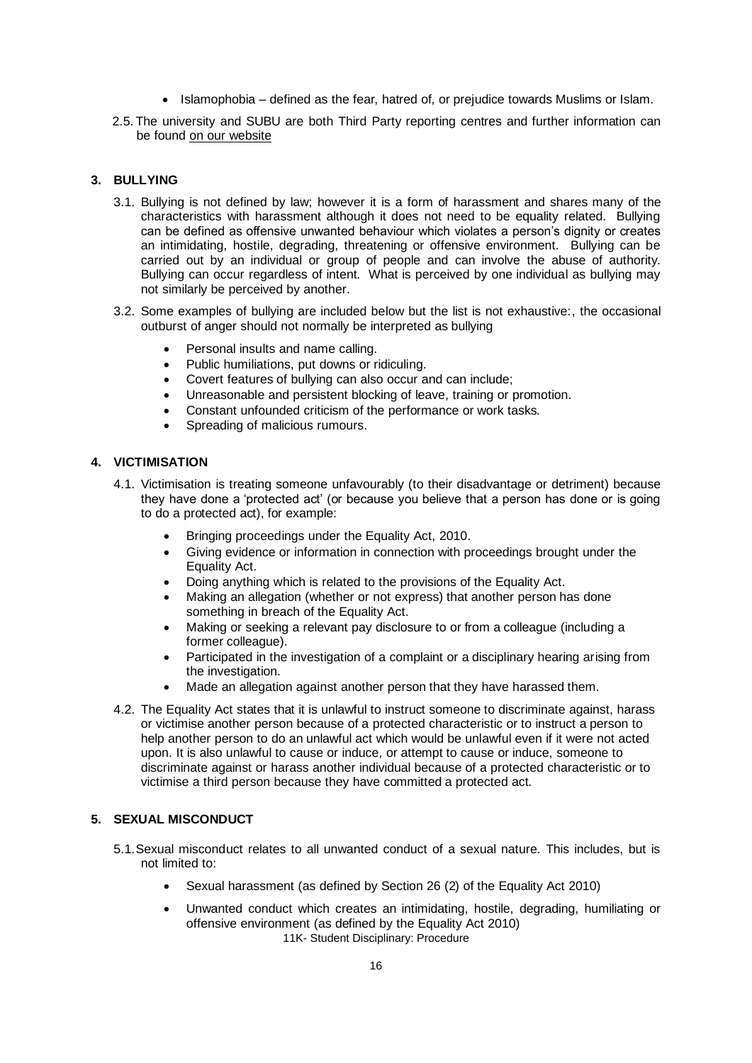- Islamophobia – defined as the fear, hatred of, or prejudice towards Muslims or Islam.

2.5. The university and SUBU are both Third Party reporting centres and further information can be found on our website

## 3. BULLYING

3.1. Bullying is not defined by law; however it is a form of harassment and shares many of the characteristics with harassment although it does not need to be equality related. Bullying can be defined as offensive unwanted behaviour which violates a person's dignity or creates an intimidating, hostile, degrading, threatening or offensive environment. Bullying can be carried out by an individual or group of people and can involve the abuse of authority. Bullying can occur regardless of intent. What is perceived by one individual as bullying may not similarly be perceived by another.

3.2. Some examples of bullying are included below but the list is not exhaustive:, the occasional outburst of anger should not normally be interpreted as bullying

- Personal insults and name calling.
- Public humiliations, put downs or ridiculing.
- Covert features of bullying can also occur and can include;
- Unreasonable and persistent blocking of leave, training or promotion.
- Constant unfounded criticism of the performance or work tasks.
- Spreading of malicious rumours.

## 4. VICTIMISATION

4.1. Victimisation is treating someone unfavourably (to their disadvantage or detriment) because they have done a 'protected act' (or because you believe that a person has done or is going to do a protected act), for example:

- Bringing proceedings under the Equality Act, 2010.
- Giving evidence or information in connection with proceedings brought under the Equality Act.
- Doing anything which is related to the provisions of the Equality Act.
- Making an allegation (whether or not express) that another person has done something in breach of the Equality Act.
- Making or seeking a relevant pay disclosure to or from a colleague (including a former colleague).
- Participated in the investigation of a complaint or a disciplinary hearing arising from the investigation.
- Made an allegation against another person that they have harassed them.

4.2. The Equality Act states that it is unlawful to instruct someone to discriminate against, harass or victimise another person because of a protected characteristic or to instruct a person to help another person to do an unlawful act which would be unlawful even if it were not acted upon. It is also unlawful to cause or induce, or attempt to cause or induce, someone to discriminate against or harass another individual because of a protected characteristic or to victimise a third person because they have committed a protected act.

## 5. SEXUAL MISCONDUCT

5.1. Sexual misconduct relates to all unwanted conduct of a sexual nature. This includes, but is not limited to:

- Sexual harassment (as defined by Section 26 (2) of the Equality Act 2010)
- Unwanted conduct which creates an intimidating, hostile, degrading, humiliating or offensive environment (as defined by the Equality Act 2010)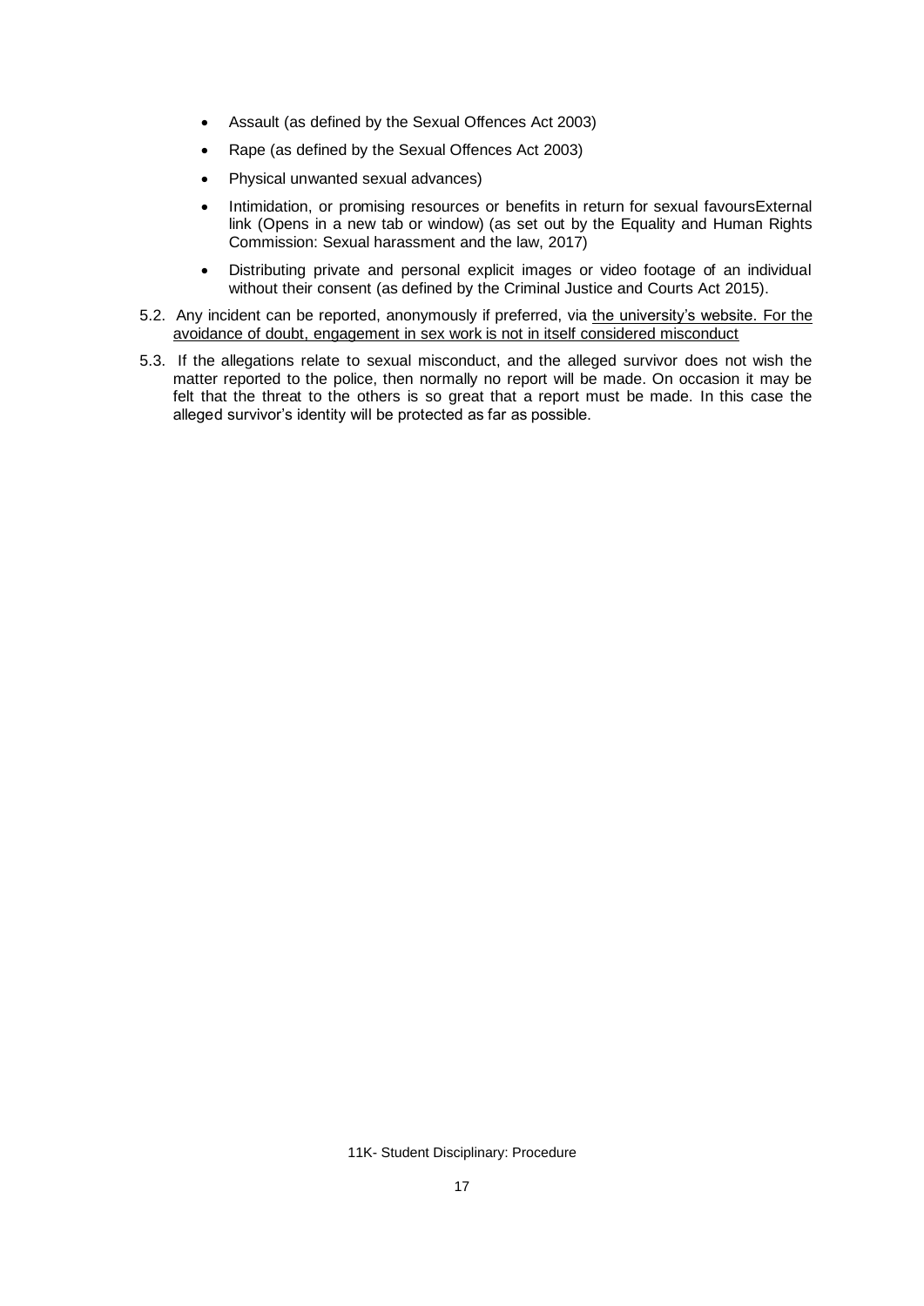- Assault (as defined by the Sexual Offences Act 2003)
- Rape (as defined by the Sexual Offences Act 2003)
- Physical unwanted sexual advances)
- Intimidation, or promising resources or benefits in return for sexual favoursExternal link (Opens in a new tab or window) (as set out by the Equality and Human Rights Commission: Sexual harassment and the law, 2017)
- Distributing private and personal explicit images or video footage of an individual without their consent (as defined by the Criminal Justice and Courts Act 2015).

5.2. Any incident can be reported, anonymously if preferred, via the university's website. For the avoidance of doubt, engagement in sex work is not in itself considered misconduct

5.3. If the allegations relate to sexual misconduct, and the alleged survivor does not wish the matter reported to the police, then normally no report will be made. On occasion it may be felt that the threat to the others is so great that a report must be made. In this case the alleged survivor's identity will be protected as far as possible.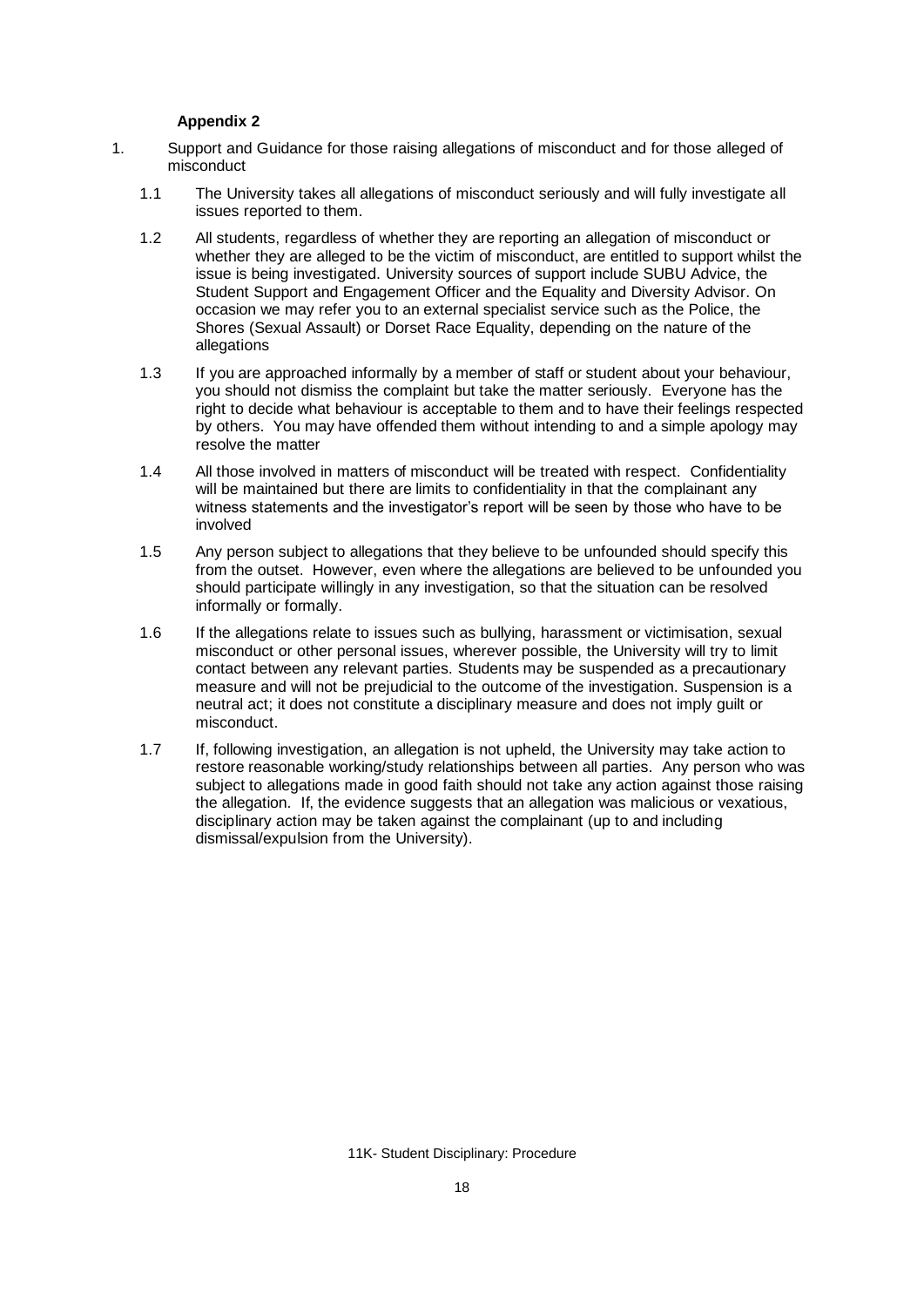**Appendix 2**

1. Support and Guidance for those raising allegations of misconduct and for those alleged of misconduct

   1.1 The University takes all allegations of misconduct seriously and will fully investigate all issues reported to them.

   1.2 All students, regardless of whether they are reporting an allegation of misconduct or whether they are alleged to be the victim of misconduct, are entitled to support whilst the issue is being investigated. University sources of support include SUBU Advice, the Student Support and Engagement Officer and the Equality and Diversity Advisor. On occasion we may refer you to an external specialist service such as the Police, the Shores (Sexual Assault) or Dorset Race Equality, depending on the nature of the allegations

   1.3 If you are approached informally by a member of staff or student about your behaviour, you should not dismiss the complaint but take the matter seriously. Everyone has the right to decide what behaviour is acceptable to them and to have their feelings respected by others. You may have offended them without intending to and a simple apology may resolve the matter

   1.4 All those involved in matters of misconduct will be treated with respect. Confidentiality will be maintained but there are limits to confidentiality in that the complainant any witness statements and the investigator's report will be seen by those who have to be involved

   1.5 Any person subject to allegations that they believe to be unfounded should specify this from the outset. However, even where the allegations are believed to be unfounded you should participate willingly in any investigation, so that the situation can be resolved informally or formally.

   1.6 If the allegations relate to issues such as bullying, harassment or victimisation, sexual misconduct or other personal issues, wherever possible, the University will try to limit contact between any relevant parties. Students may be suspended as a precautionary measure and will not be prejudicial to the outcome of the investigation. Suspension is a neutral act; it does not constitute a disciplinary measure and does not imply guilt or misconduct.

   1.7 If, following investigation, an allegation is not upheld, the University may take action to restore reasonable working/study relationships between all parties. Any person who was subject to allegations made in good faith should not take any action against those raising the allegation. If, the evidence suggests that an allegation was malicious or vexatious, disciplinary action may be taken against the complainant (up to and including dismissal/expulsion from the University).